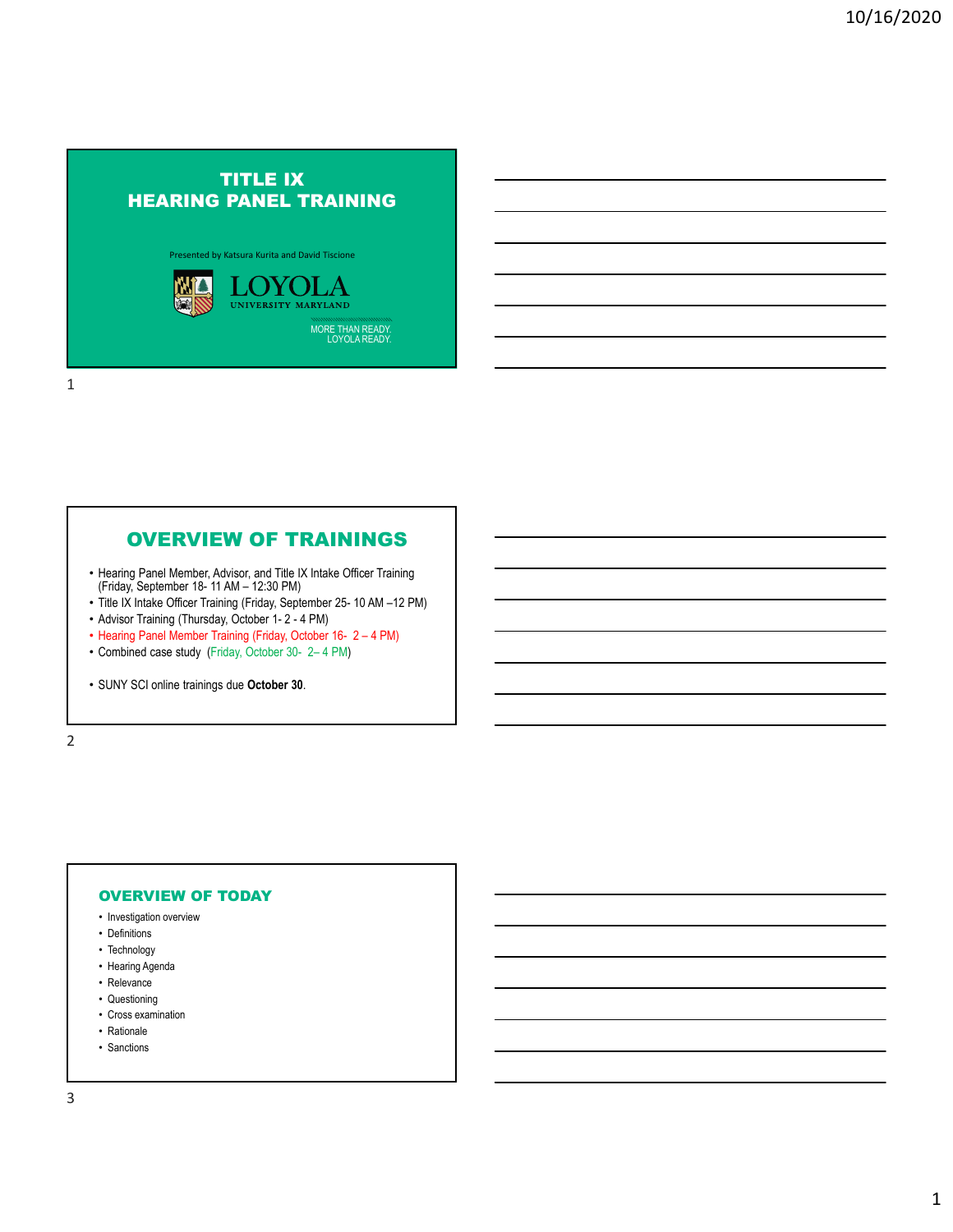# TITLE IX HEARING PANEL TRAINING

Presented by Katsura Kurita and David Tiscione

LOYOLA UNIVERSITY MARYLAND

MORE THAN READY. LOYOLA READY.

## OVERVIEW OF TRAININGS

- Hearing Panel Member, Advisor, and Title IX Intake Officer Training (Friday, September 18- 11 AM – 12:30 PM)
- Title IX Intake Officer Training (Friday, September 25- 10 AM –12 PM)
- Advisor Training (Thursday, October 1- 2 - 4 PM)
- Hearing Panel Member Training (Friday, October 16- 2 – 4 PM)
- Combined case study (Friday, October 30- 2– 4 PM)

- SUNY SCI online trainings due **October 30**.

## OVERVIEW OF TODAY

- Investigation overview
- Definitions
- Technology
- Hearing Agenda
- Relevance
- Questioning
- Cross examination
- Rationale
- Sanctions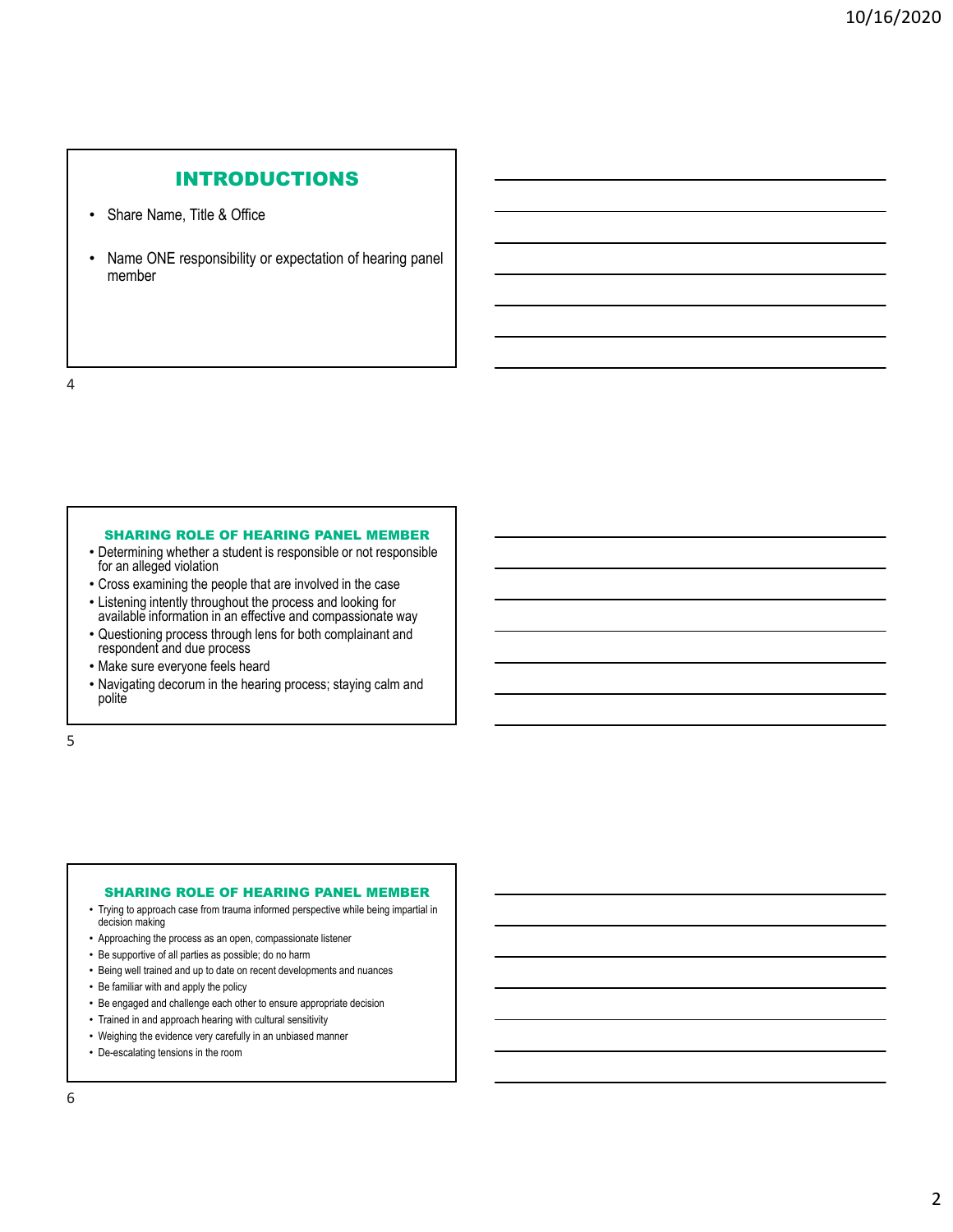## INTRODUCTIONS

- Share Name, Title & Office
- Name ONE responsibility or expectation of hearing panel member

## SHARING ROLE OF HEARING PANEL MEMBER

- Determining whether a student is responsible or not responsible for an alleged violation
- Cross examining the people that are involved in the case
- Listening intently throughout the process and looking for available information in an effective and compassionate way
- Questioning process through lens for both complainant and respondent and due process
- Make sure everyone feels heard
- Navigating decorum in the hearing process; staying calm and polite

## SHARING ROLE OF HEARING PANEL MEMBER

- Trying to approach case from trauma informed perspective while being impartial in decision making
- Approaching the process as an open, compassionate listener
- Be supportive of all parties as possible; do no harm
- Being well trained and up to date on recent developments and nuances
- Be familiar with and apply the policy
- Be engaged and challenge each other to ensure appropriate decision
- Trained in and approach hearing with cultural sensitivity
- Weighing the evidence very carefully in an unbiased manner
- De-escalating tensions in the room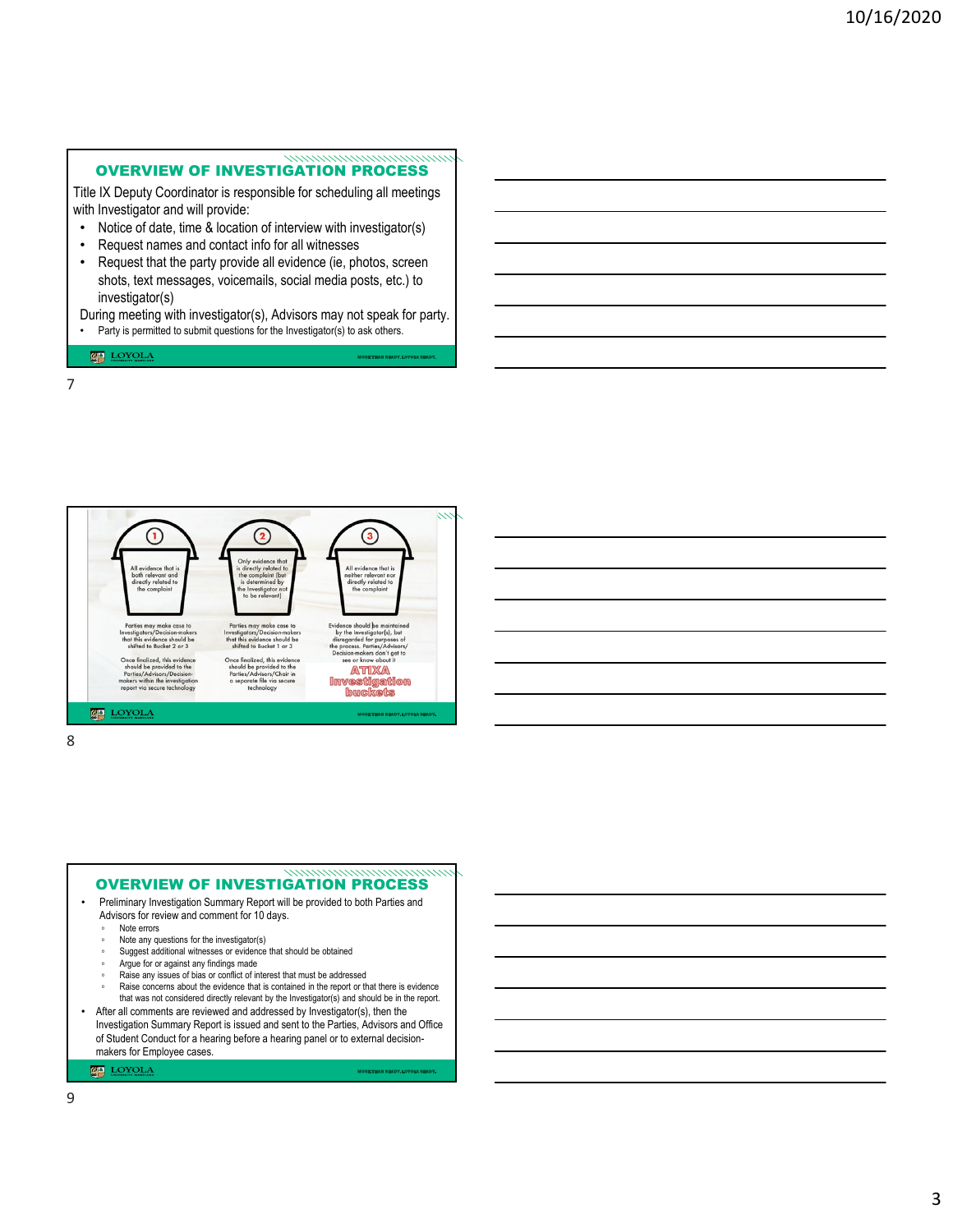## OVERVIEW OF INVESTIGATION PROCESS

Title IX Deputy Coordinator is responsible for scheduling all meetings with Investigator and will provide:

- Notice of date, time & location of interview with investigator(s)
- Request names and contact info for all witnesses
- Request that the party provide all evidence (ie, photos, screen shots, text messages, voicemails, social media posts, etc.) to investigator(s)

During meeting with investigator(s), Advisors may not speak for party.

- Party is permitted to submit questions for the Investigator(s) to ask others.

---

**1** — All evidence that is both relevant and directly related to the complaint

Parties may make case to Investigators/Decision-makers that this evidence should be shifted to Bucket 2 or 3

Once finalized, this evidence should be provided to the Parties/Advisors/Decision-makers within the investigation report via secure technology

**2** — Only evidence that is directly related to the complaint (but is determined by the Investigator not to be relevant)

Parties may make case to Investigators/Decision-makers that this evidence should be shifted to Bucket 1 or 3

Once finalized, this evidence should be provided to the Parties/Advisors/Chair in a separate file via secure technology

**3** — All evidence that is neither relevant nor directly related to the complaint

Evidence should be maintained by the Investigator(s), but disregarded for purposes of the process. Parties/Advisors/Decision-makers don't get to see or know about it

**ATIXA Investigation buckets**

---

## OVERVIEW OF INVESTIGATION PROCESS

- Preliminary Investigation Summary Report will be provided to both Parties and Advisors for review and comment for 10 days.
  - Note errors
  - Note any questions for the investigator(s)
  - Suggest additional witnesses or evidence that should be obtained
  - Argue for or against any findings made
  - Raise any issues of bias or conflict of interest that must be addressed
  - Raise concerns about the evidence that is contained in the report or that there is evidence that was not considered directly relevant by the Investigator(s) and should be in the report.
- After all comments are reviewed and addressed by Investigator(s), then the Investigation Summary Report is issued and sent to the Parties, Advisors and Office of Student Conduct for a hearing before a hearing panel or to external decision-makers for Employee cases.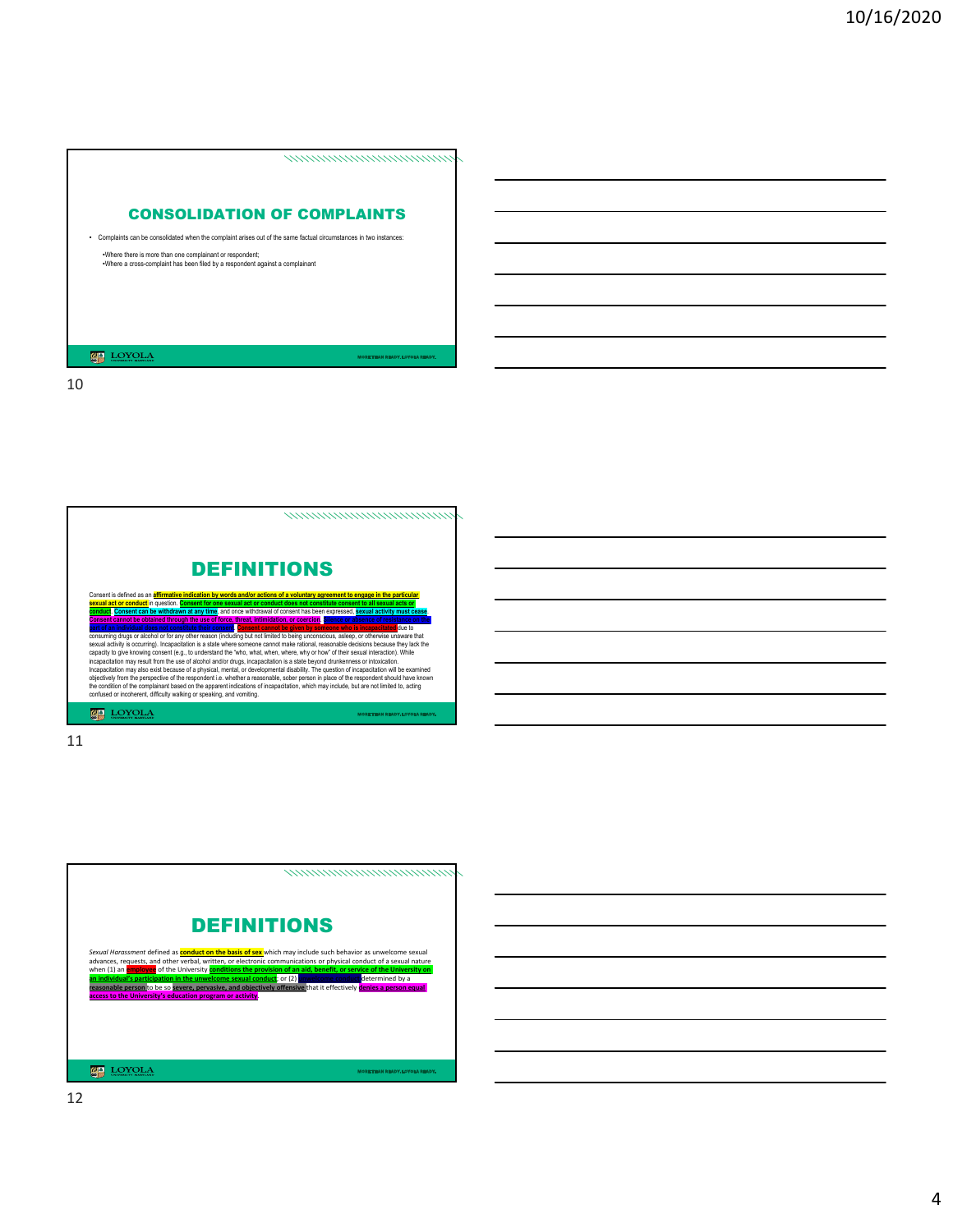## CONSOLIDATION OF COMPLAINTS

- Complaints can be consolidated when the complaint arises out of the same factual circumstances in two instances:
  - •Where there is more than one complainant or respondent;
  - •Where a cross-complaint has been filed by a respondent against a complainant

## DEFINITIONS

Consent is defined as an **affirmative indication by words and/or actions of a voluntary agreement to engage in the particular sexual act or conduct** in question. **Consent for one sexual act or conduct does not constitute consent to all sexual acts or conduct.** **Consent can be withdrawn at any time**, and once withdrawal of consent has been expressed, **sexual activity must cease.** **Consent cannot be obtained through the use of force, threat, intimidation, or coercion.** **Silence or absence of resistance on the part of an individual does not constitute their consent.** **Consent cannot be given by someone who is incapacitated** due to consuming drugs or alcohol or for any other reason (including but not limited to being unconscious, asleep, or otherwise unaware that sexual activity is occurring). Incapacitation is a state where someone cannot make rational, reasonable decisions because they lack the capacity to give knowing consent (e.g., to understand the "who, what, when, where, why or how" of their sexual interaction). While incapacitation may result from the use of alcohol and/or drugs, incapacitation is a state beyond drunkenness or intoxication. Incapacitation may also exist because of a physical, mental, or developmental disability. The question of incapacitation will be examined objectively from the perspective of the respondent i.e. whether a reasonable, sober person in place of the respondent should have known the condition of the complainant based on the apparent indications of incapacitation, which may include, but are not limited to, acting confused or incoherent, difficulty walking or speaking, and vomiting.

## DEFINITIONS

*Sexual Harassment* defined as **conduct on the basis of sex** which may include such behavior as unwelcome sexual advances, requests, and other verbal, written, or electronic communications or physical conduct of a sexual nature when (1) an **employee** of the University **conditions the provision of an aid, benefit, or service of the University on an individual's participation in the unwelcome sexual conduct**; or (2) **unwelcome conduct** determined by a **reasonable person** to be so **severe, pervasive, and objectively offensive** that it effectively **denies a person equal access to the University's education program or activity**.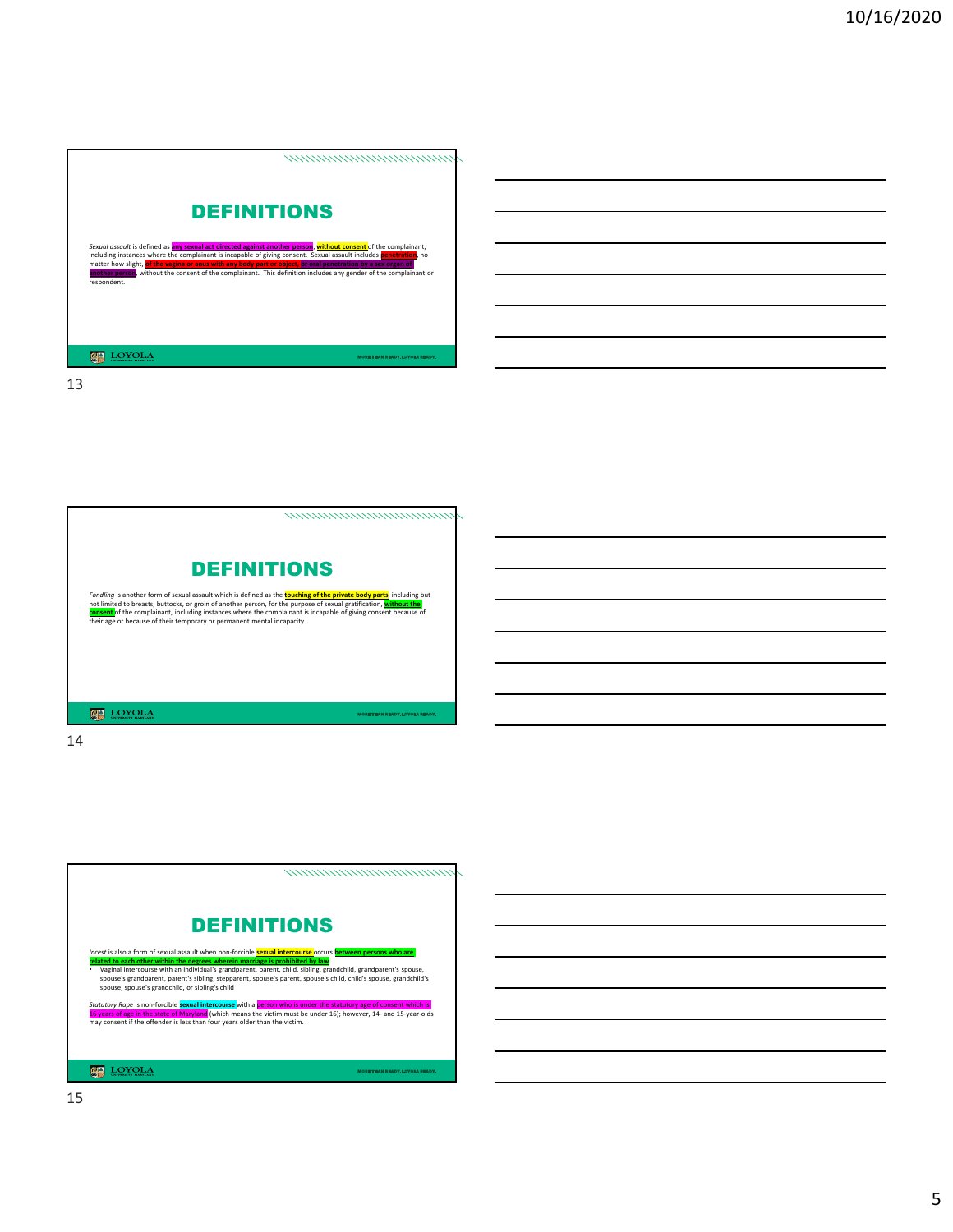## DEFINITIONS

*Sexual assault* is defined as any sexual act directed against another person, without consent of the complainant, including instances where the complainant is incapable of giving consent. Sexual assault includes penetration, no matter how slight, of the vagina or anus with any body part or object, or oral penetration by a sex organ of another person, without the consent of the complainant. This definition includes any gender of the complainant or respondent.

## DEFINITIONS

*Fondling* is another form of sexual assault which is defined as the touching of the private body parts, including but not limited to breasts, buttocks, or groin of another person, for the purpose of sexual gratification, without the consent of the complainant, including instances where the complainant is incapable of giving consent because of their age or because of their temporary or permanent mental incapacity.

## DEFINITIONS

*Incest* is also a form of sexual assault when non-forcible sexual intercourse occurs between persons who are related to each other within the degrees wherein marriage is prohibited by law.

- Vaginal intercourse with an individual's grandparent, parent, child, sibling, grandchild, grandparent's spouse, spouse's grandparent, parent's sibling, stepparent, spouse's parent, spouse's child, child's spouse, grandchild's spouse, spouse's grandchild, or sibling's child

*Statutory Rape* is non-forcible sexual intercourse with a person who is under the statutory age of consent which is 16 years of age in the state of Maryland (which means the victim must be under 16); however, 14- and 15-year-olds may consent if the offender is less than four years older than the victim.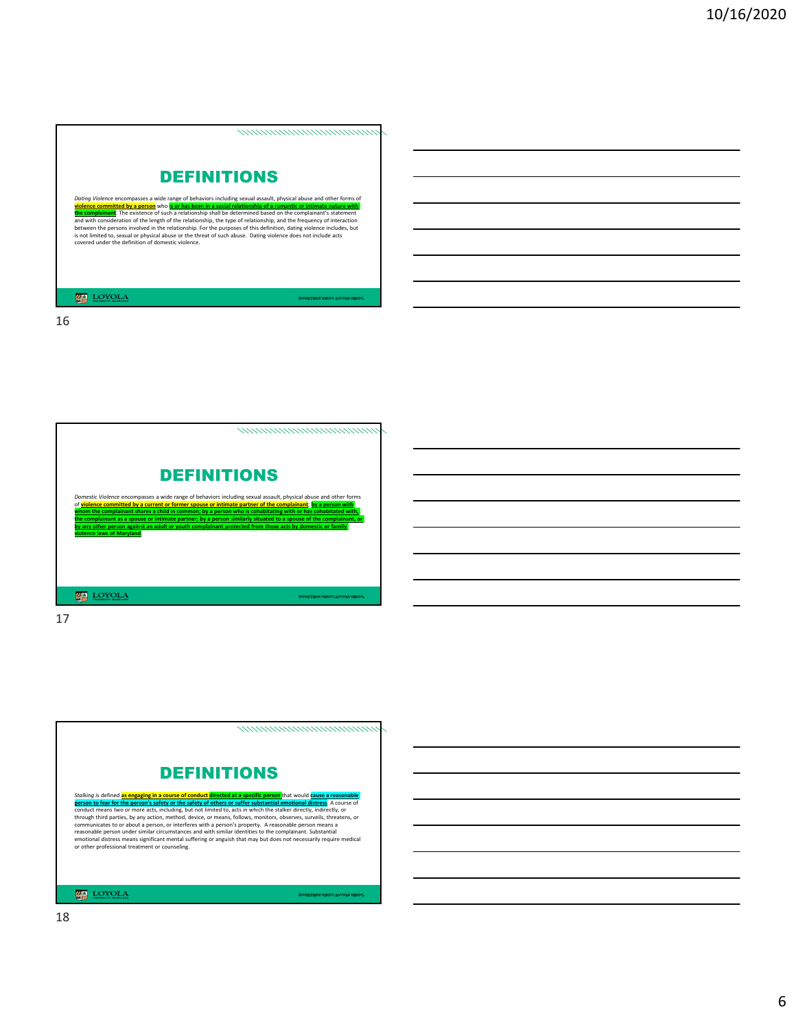## DEFINITIONS

*Dating Violence* encompasses a wide range of behaviors including sexual assault, physical abuse and other forms of violence committed by a person who is or has been in a social relationship of a romantic or intimate nature with the complainant. The existence of such a relationship shall be determined based on the complainant's statement and with consideration of the length of the relationship, the type of relationship, and the frequency of interaction between the persons involved in the relationship. For the purposes of this definition, dating violence includes, but is not limited to, sexual or physical abuse or the threat of such abuse. Dating violence does not include acts covered under the definition of domestic violence.

## DEFINITIONS

*Domestic Violence* encompasses a wide range of behaviors including sexual assault, physical abuse and other forms of violence committed by a current or former spouse or intimate partner of the complainant; by a person with whom the complainant shares a child in common; by a person who is cohabitating with or has cohabitated with, the complainant as a spouse or intimate partner; by a person similarly situated to a spouse of the complainant, or by any other person against an adult or youth complainant protected from those acts by domestic or family violence laws of Maryland.

## DEFINITIONS

*Stalking* is defined as engaging in a course of conduct directed at a specific person that would cause a reasonable person to fear for the person's safety or the safety of others or suffer substantial emotional distress. A course of conduct means two or more acts, including, but not limited to, acts in which the stalker directly, indirectly, or through third parties, by any action, method, device, or means, follows, monitors, observes, surveils, threatens, or communicates to or about a person, or interferes with a person's property. A reasonable person means a reasonable person under similar circumstances and with similar identities to the complainant. Substantial emotional distress means significant mental suffering or anguish that may but does not necessarily require medical or other professional treatment or counseling.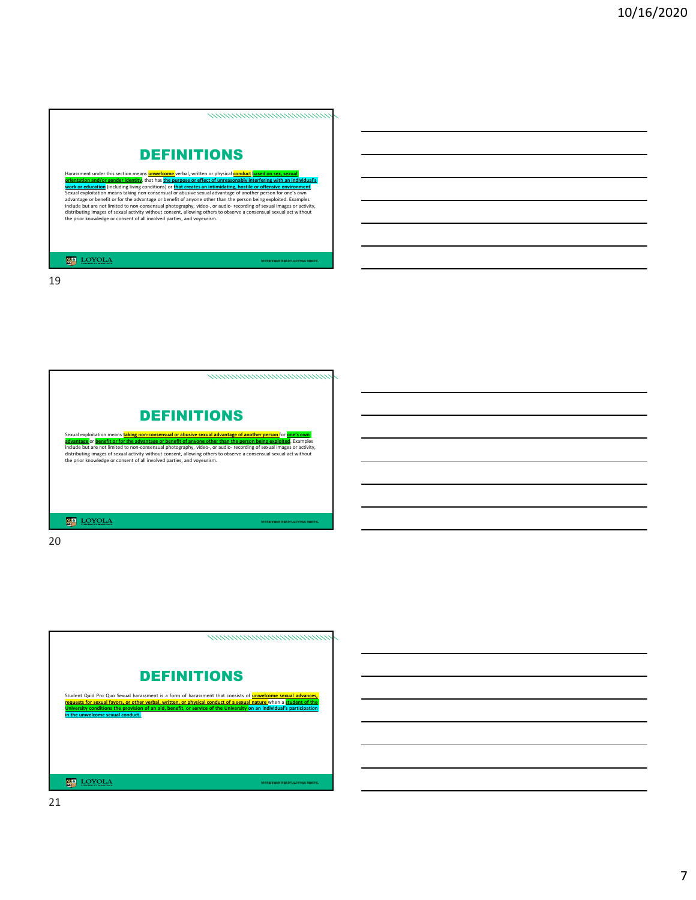## DEFINITIONS

Harassment under this section means unwelcome verbal, written or physical conduct based on sex, sexual orientation and/or gender identity, that has the purpose or effect of unreasonably interfering with an individual's work or education (including living conditions) or that creates an intimidating, hostile or offensive environment. Sexual exploitation means taking non-consensual or abusive sexual advantage of another person for one's own advantage or benefit or for the advantage or benefit of anyone other than the person being exploited. Examples include but are not limited to non-consensual photography, video-, or audio- recording of sexual images or activity, distributing images of sexual activity without consent, allowing others to observe a consensual sexual act without the prior knowledge or consent of all involved parties, and voyeurism.

## DEFINITIONS

Sexual exploitation means taking non-consensual or abusive sexual advantage of another person for one's own advantage or benefit or for the advantage or benefit of anyone other than the person being exploited. Examples include but are not limited to non-consensual photography, video-, or audio- recording of sexual images or activity, distributing images of sexual activity without consent, allowing others to observe a consensual sexual act without the prior knowledge or consent of all involved parties, and voyeurism.

## DEFINITIONS

Student Quid Pro Quo Sexual harassment is a form of harassment that consists of unwelcome sexual advances, requests for sexual favors, or other verbal, written, or physical conduct of a sexual nature when a student of the University conditions the provision of an aid, benefit, or service of the University on an individual's participation in the unwelcome sexual conduct.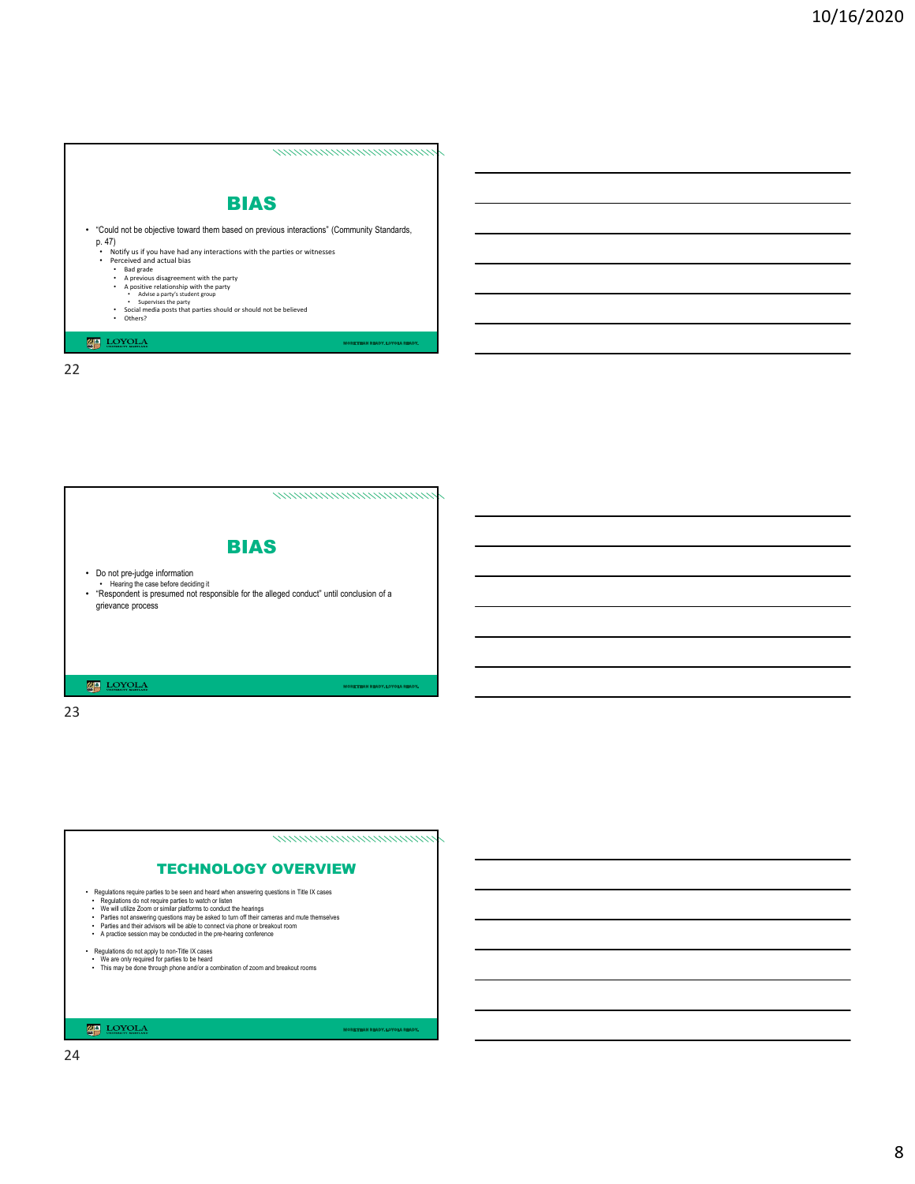## BIAS

- "Could not be objective toward them based on previous interactions" (Community Standards, p. 47)
  - Notify us if you have had any interactions with the parties or witnesses
  - Perceived and actual bias
    - Bad grade
    - A previous disagreement with the party
    - A positive relationship with the party
      - Advise a party's student group
      - Supervises the party
    - Social media posts that parties should or should not be believed
    - Others?

## BIAS

- Do not pre-judge information
  - Hearing the case before deciding it
- "Respondent is presumed not responsible for the alleged conduct" until conclusion of a grievance process

## TECHNOLOGY OVERVIEW

- Regulations require parties to be seen and heard when answering questions in Title IX cases
  - Regulations do not require parties to watch or listen
  - We will utilize Zoom or similar platforms to conduct the hearings
  - Parties not answering questions may be asked to turn off their cameras and mute themselves
  - Parties and their advisors will be able to connect via phone or breakout room
  - A practice session may be conducted in the pre-hearing conference
- Regulations do not apply to non-Title IX cases
  - We are only required for parties to be heard
  - This may be done through phone and/or a combination of zoom and breakout rooms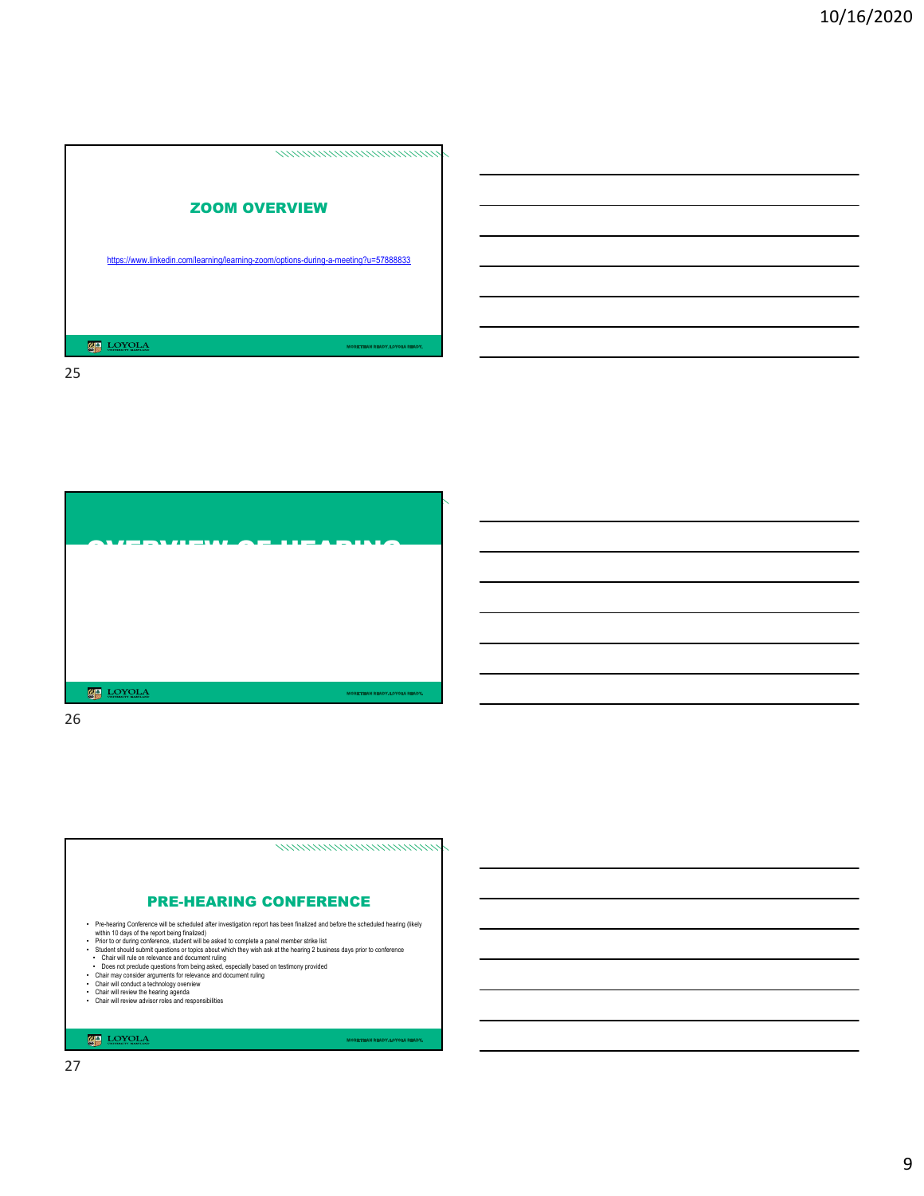## ZOOM OVERVIEW

https://www.linkedin.com/learning/learning-zoom/options-during-a-meeting?u=57888833

## OVERVIEW OF HEARING

## PRE-HEARING CONFERENCE

- Pre-hearing Conference will be scheduled after investigation report has been finalized and before the scheduled hearing (likely within 10 days of the report being finalized)
- Prior to or during conference, student will be asked to complete a panel member strike list
- Student should submit questions or topics about which they wish ask at the hearing 2 business days prior to conference
  - Chair will rule on relevance and document ruling
  - Does not preclude questions from being asked, especially based on testimony provided
- Chair may consider arguments for relevance and document ruling
- Chair will conduct a technology overview
- Chair will review the hearing agenda
- Chair will review advisor roles and responsibilities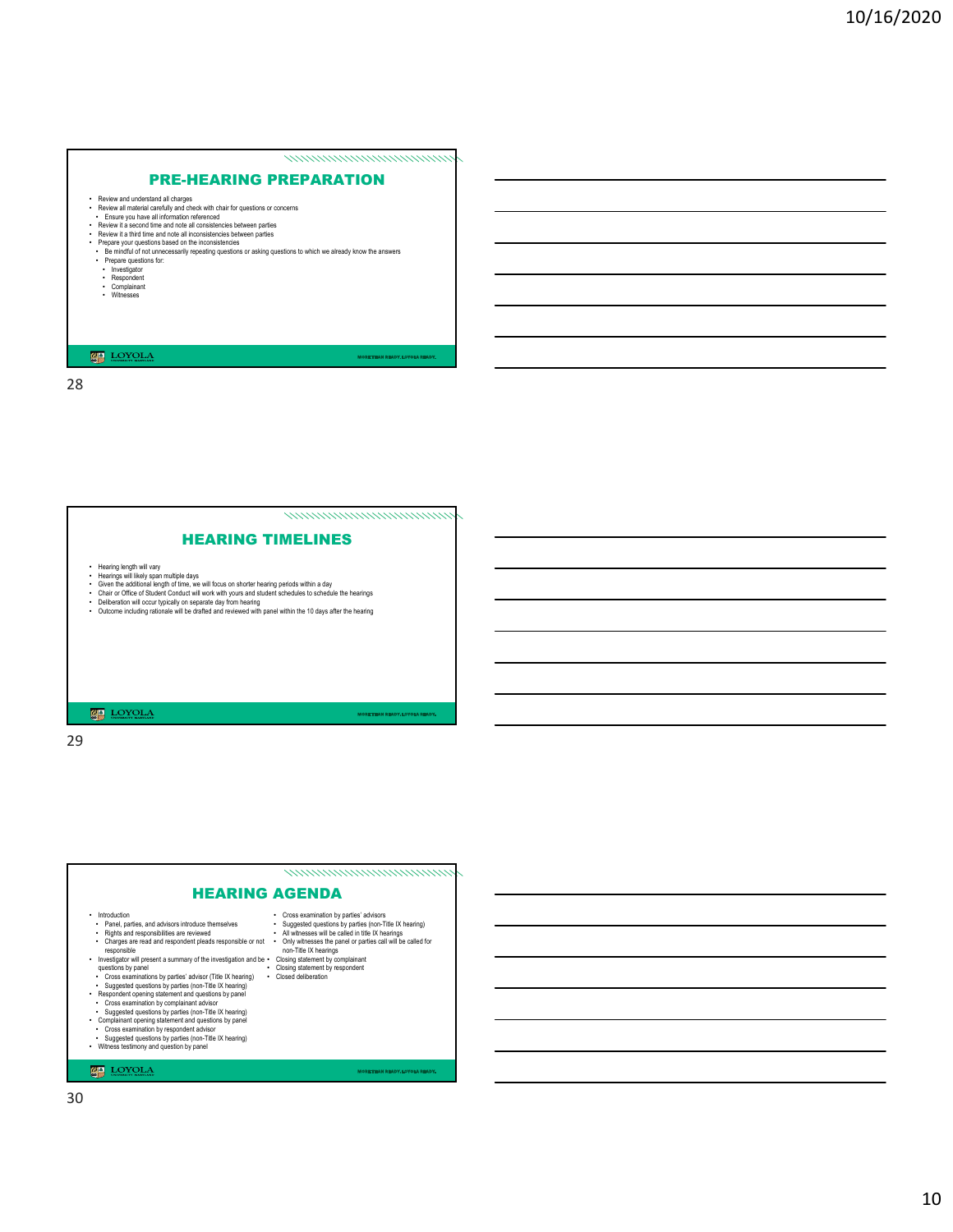## PRE-HEARING PREPARATION

- Review and understand all charges
- Review all material carefully and check with chair for questions or concerns
  - Ensure you have all information referenced
- Review it a second time and note all consistencies between parties
- Review it a third time and note all inconsistencies between parties
- Prepare your questions based on the inconsistencies
  - Be mindful of not unnecessarily repeating questions or asking questions to which we already know the answers
  - Prepare questions for:
    - Investigator
    - Respondent
    - Complainant
    - Witnesses

## HEARING TIMELINES

- Hearing length will vary
- Hearings will likely span multiple days
- Given the additional length of time, we will focus on shorter hearing periods within a day
- Chair or Office of Student Conduct will work with yours and student schedules to schedule the hearings
- Deliberation will occur typically on separate day from hearing
- Outcome including rationale will be drafted and reviewed with panel within the 10 days after the hearing

## HEARING AGENDA

- Introduction
  - Panel, parties, and advisors introduce themselves
  - Rights and responsibilities are reviewed
  - Charges are read and respondent pleads responsible or not responsible
- Investigator will present a summary of the investigation and be questions by panel
  - Cross examinations by parties' advisor (Title IX hearing)
  - Suggested questions by parties (non-Title IX hearing)
- Respondent opening statement and questions by panel
  - Cross examination by complainant advisor
  - Suggested questions by parties (non-Title IX hearing)
- Complainant opening statement and questions by panel
  - Cross examination by respondent advisor
  - Suggested questions by parties (non-Title IX hearing)
- Witness testimony and question by panel
  - Cross examination by parties' advisors
  - Suggested questions by parties (non-Title IX hearing)
  - All witnesses will be called in title IX hearings
  - Only witnesses the panel or parties call will be called for non-Title IX hearings
- Closing statement by complainant
- Closing statement by respondent
- Closed deliberation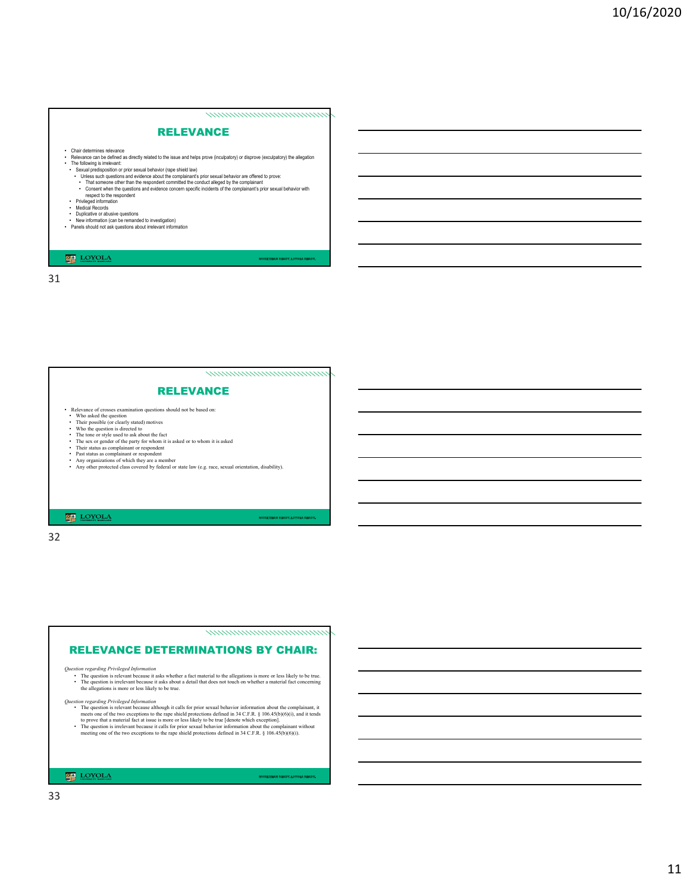## RELEVANCE

- Chair determines relevance
- Relevance can be defined as directly related to the issue and helps prove (inculpatory) or disprove (exculpatory) the allegation
- The following is irrelevant:
  - Sexual predisposition or prior sexual behavior (rape shield law)
    - Unless such questions and evidence about the complainant's prior sexual behavior are offered to prove:
      - That someone other than the respondent committed the conduct alleged by the complainant
      - Consent when the questions and evidence concern specific incidents of the complainant's prior sexual behavior with respect to the respondent
  - Privileged information
  - Medical Records
  - Duplicative or abusive questions
  - New information (can be remanded to investigation)
- Panels should not ask questions about irrelevant information

## RELEVANCE

- Relevance of crosses examination questions should not be based on:
  - Who asked the question
  - Their possible (or clearly stated) motives
  - Who the question is directed to
  - The tone or style used to ask about the fact
  - The sex or gender of the party for whom it is asked or to whom it is asked
  - Their status as complainant or respondent
  - Past status as complainant or respondent
  - Any organizations of which they are a member
  - Any other protected class covered by federal or state law (e.g. race, sexual orientation, disability).

## RELEVANCE DETERMINATIONS BY CHAIR:

*Question regarding Privileged Information*

- The question is relevant because it asks whether a fact material to the allegations is more or less likely to be true.
- The question is irrelevant because it asks about a detail that does not touch on whether a material fact concerning the allegations is more or less likely to be true.

*Question regarding Privileged Information*

- The question is relevant because although it calls for prior sexual behavior information about the complainant, it meets one of the two exceptions to the rape shield protections defined in 34 C.F.R. § 106.45(b)(6)(i), and it tends to prove that a material fact at issue is more or less likely to be true [denote which exception].
- The question is irrelevant because it calls for prior sexual behavior information about the complainant without meeting one of the two exceptions to the rape shield protections defined in 34 C.F.R. § 106.45(b)(6)(i).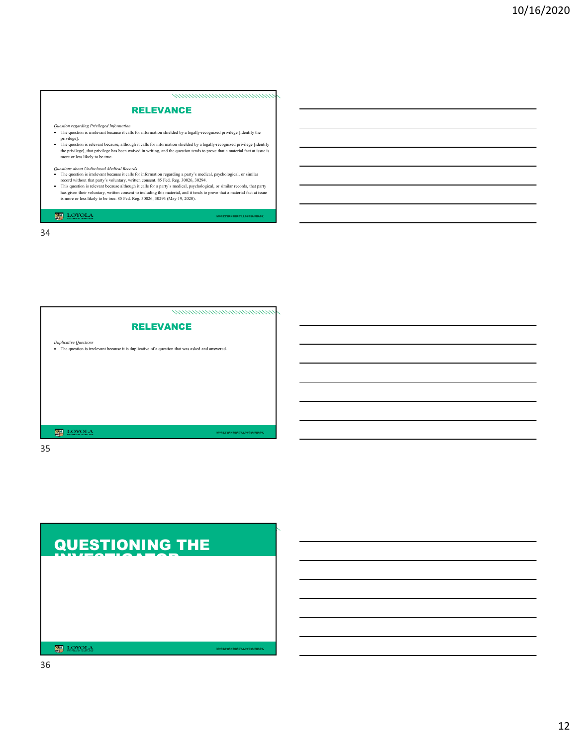## RELEVANCE

*Question regarding Privileged Information*

- The question is irrelevant because it calls for information shielded by a legally-recognized privilege [identify the privilege].
- The question is relevant because, although it calls for information shielded by a legally-recognized privilege [identify the privilege], that privilege has been waived in writing, and the question tends to prove that a material fact at issue is more or less likely to be true.

*Questions about Undisclosed Medical Records*

- The question is irrelevant because it calls for information regarding a party's medical, psychological, or similar record without that party's voluntary, written consent. 85 Fed. Reg. 30026, 30294.
- This question is relevant because although it calls for a party's medical, psychological, or similar records, that party has given their voluntary, written consent to including this material, and it tends to prove that a material fact at issue is more or less likely to be true. 85 Fed. Reg. 30026, 30294 (May 19, 2020).

## RELEVANCE

*Duplicative Questions*

- The question is irrelevant because it is duplicative of a question that was asked and answered.

## QUESTIONING THE INVESTIGATOR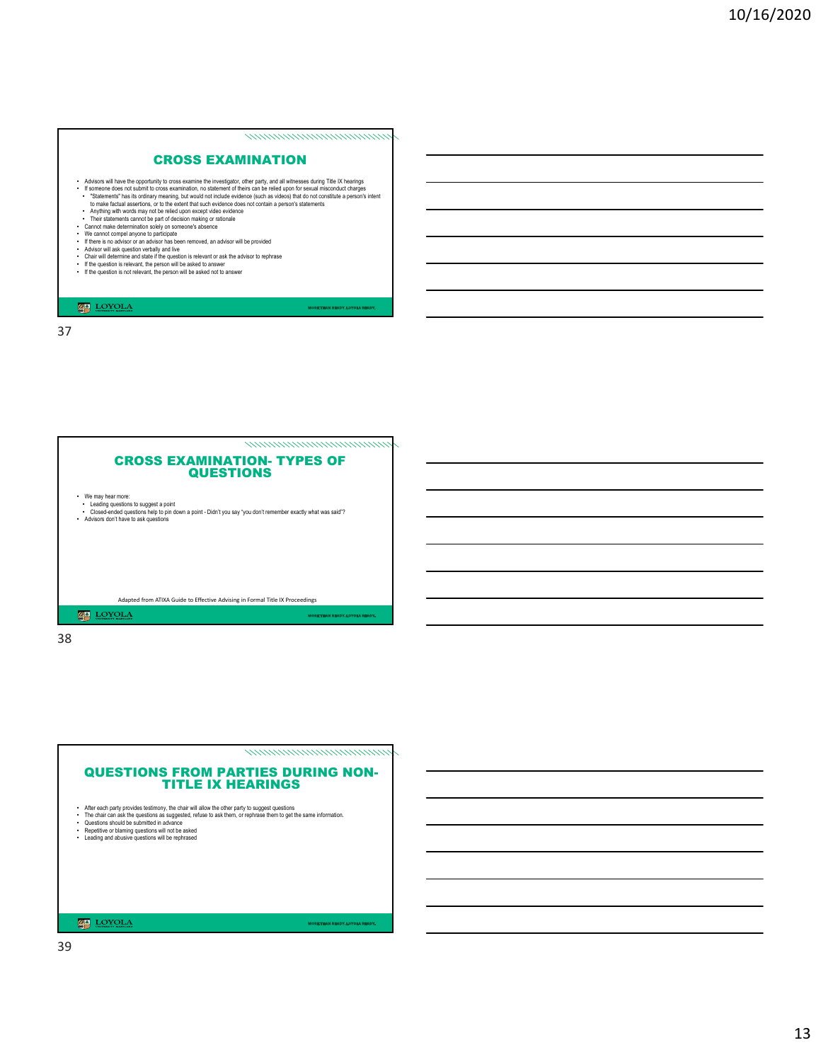## CROSS EXAMINATION

- Advisors will have the opportunity to cross examine the investigator, other party, and all witnesses during Title IX hearings
- If someone does not submit to cross examination, no statement of theirs can be relied upon for sexual misconduct charges
  - "Statements" has its ordinary meaning, but would not include evidence (such as videos) that do not constitute a person's intent to make factual assertions, or to the extent that such evidence does not contain a person's statements
  - Anything with words may not be relied upon except video evidence
  - Their statements cannot be part of decision making or rationale
- Cannot make determination solely on someone's absence
- We cannot compel anyone to participate
- If there is no advisor or an advisor has been removed, an advisor will be provided
- Advisor will ask question verbally and live
- Chair will determine and state if the question is relevant or ask the advisor to rephrase
- If the question is relevant, the person will be asked to answer
- If the question is not relevant, the person will be asked not to answer

## CROSS EXAMINATION- TYPES OF QUESTIONS

- We may hear more:
  - Leading questions to suggest a point
  - Closed-ended questions help to pin down a point - Didn't you say "you don't remember exactly what was said"?
- Advisors don't have to ask questions

Adapted from ATIXA Guide to Effective Advising in Formal Title IX Proceedings

## QUESTIONS FROM PARTIES DURING NON-TITLE IX HEARINGS

- After each party provides testimony, the chair will allow the other party to suggest questions
- The chair can ask the questions as suggested, refuse to ask them, or rephrase them to get the same information.
- Questions should be submitted in advance
- Repetitive or blaming questions will not be asked
- Leading and abusive questions will be rephrased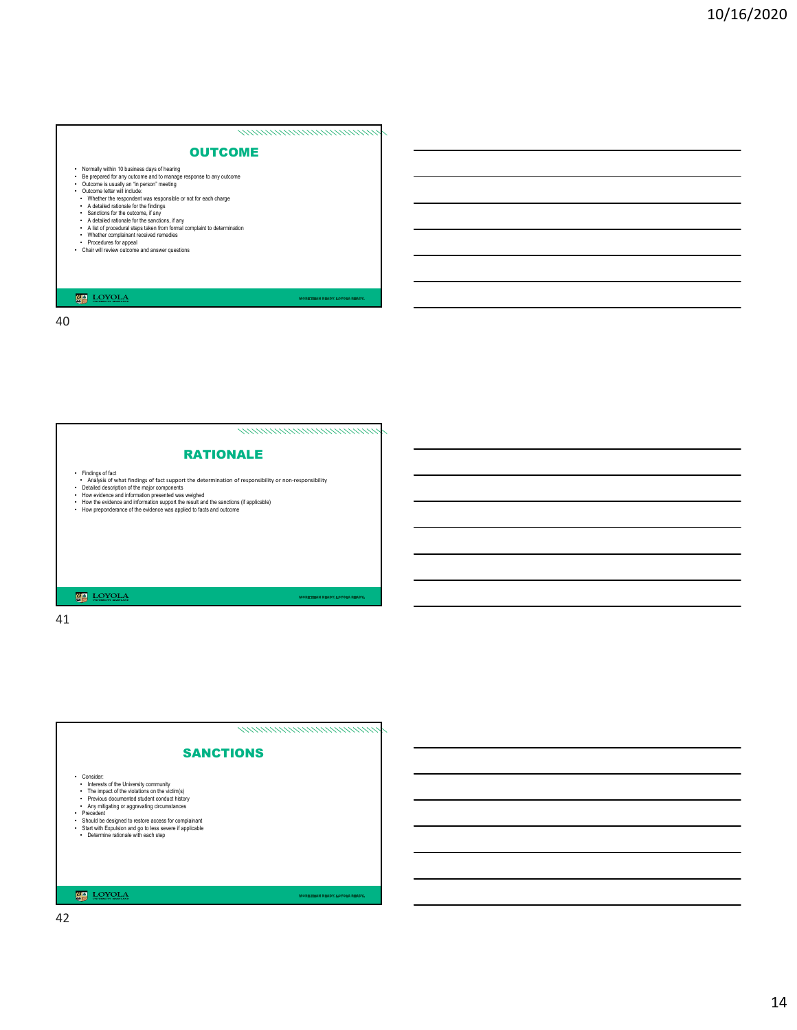## OUTCOME

- Normally within 10 business days of hearing
- Be prepared for any outcome and to manage response to any outcome
- Outcome is usually an "in person" meeting
- Outcome letter will include:
  - Whether the respondent was responsible or not for each charge
  - A detailed rationale for the findings
  - Sanctions for the outcome, if any
  - A detailed rationale for the sanctions, if any
  - A list of procedural steps taken from formal complaint to determination
  - Whether complainant received remedies
  - Procedures for appeal
- Chair will review outcome and answer questions

## RATIONALE

- Findings of fact
  - Analysis of what findings of fact support the determination of responsibility or non-responsibility
- Detailed description of the major components
- How evidence and information presented was weighed
- How the evidence and information support the result and the sanctions (if applicable)
- How preponderance of the evidence was applied to facts and outcome

## SANCTIONS

- Consider:
  - Interests of the University community
  - The impact of the violations on the victim(s)
  - Previous documented student conduct history
  - Any mitigating or aggravating circumstances
- Precedent
- Should be designed to restore access for complainant
- Start with Expulsion and go to less severe if applicable
  - Determine rationale with each step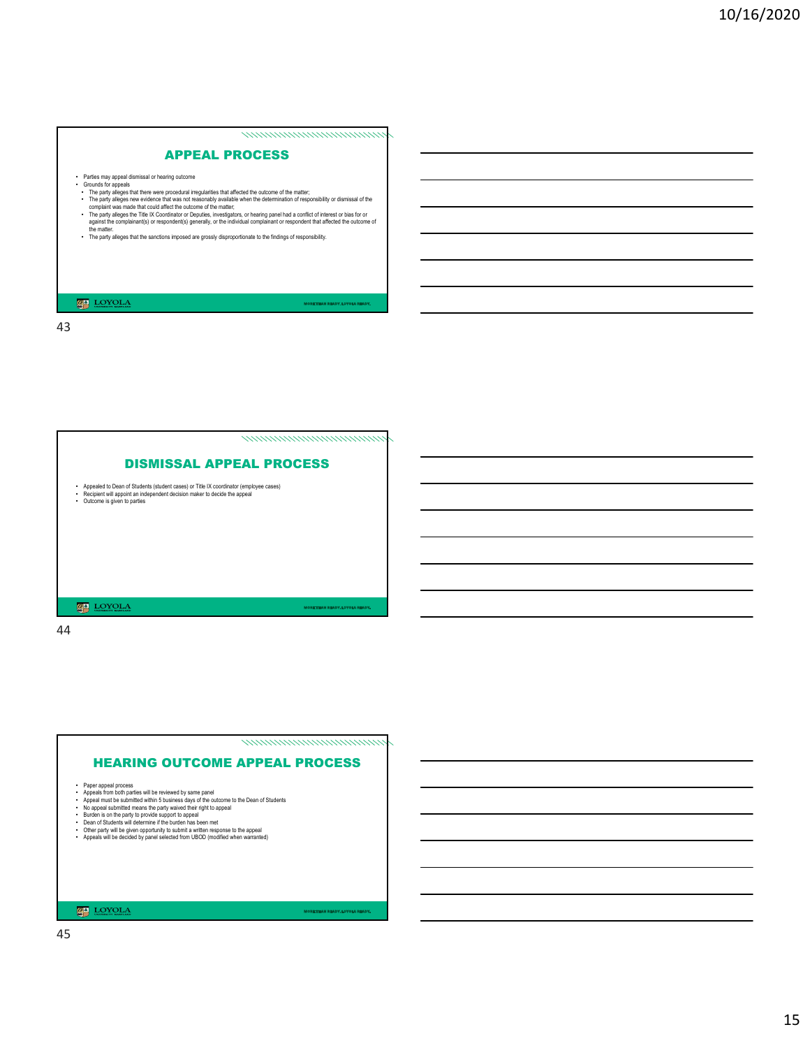## APPEAL PROCESS

- Parties may appeal dismissal or hearing outcome
- Grounds for appeals
  - The party alleges that there were procedural irregularities that affected the outcome of the matter;
  - The party alleges new evidence that was not reasonably available when the determination of responsibility or dismissal of the complaint was made that could affect the outcome of the matter;
  - The party alleges the Title IX Coordinator or Deputies, investigators, or hearing panel had a conflict of interest or bias for or against the complainant(s) or respondent(s) generally, or the individual complainant or respondent that affected the outcome of the matter.
  - The party alleges that the sanctions imposed are grossly disproportionate to the findings of responsibility.

## DISMISSAL APPEAL PROCESS

- Appealed to Dean of Students (student cases) or Title IX coordinator (employee cases)
- Recipient will appoint an independent decision maker to decide the appeal
- Outcome is given to parties

## HEARING OUTCOME APPEAL PROCESS

- Paper appeal process
- Appeals from both parties will be reviewed by same panel
- Appeal must be submitted within 5 business days of the outcome to the Dean of Students
- No appeal submitted means the party waived their right to appeal
- Burden is on the party to provide support to appeal
- Dean of Students will determine if the burden has been met
- Other party will be given opportunity to submit a written response to the appeal
- Appeals will be decided by panel selected from UBOD (modified when warranted)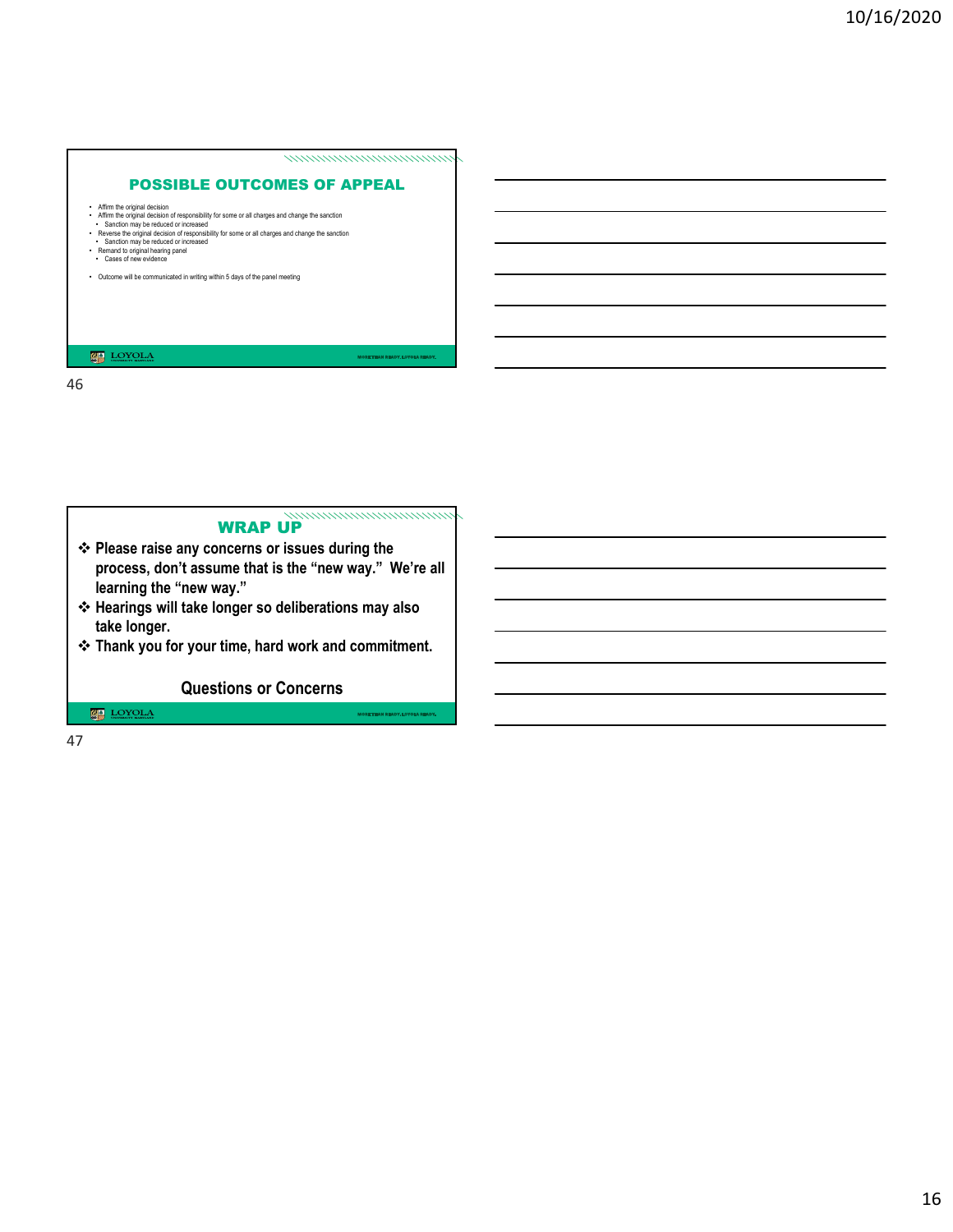## POSSIBLE OUTCOMES OF APPEAL

- Affirm the original decision
- Affirm the original decision of responsibility for some or all charges and change the sanction
  - Sanction may be reduced or increased
- Reverse the original decision of responsibility for some or all charges and change the sanction
  - Sanction may be reduced or increased
- Remand to original hearing panel
  - Cases of new evidence

- Outcome will be communicated in writing within 5 days of the panel meeting

## WRAP UP

- ❖ Please raise any concerns or issues during the process, don't assume that is the "new way." We're all learning the "new way."
- ❖ Hearings will take longer so deliberations may also take longer.
- ❖ Thank you for your time, hard work and commitment.

**Questions or Concerns**